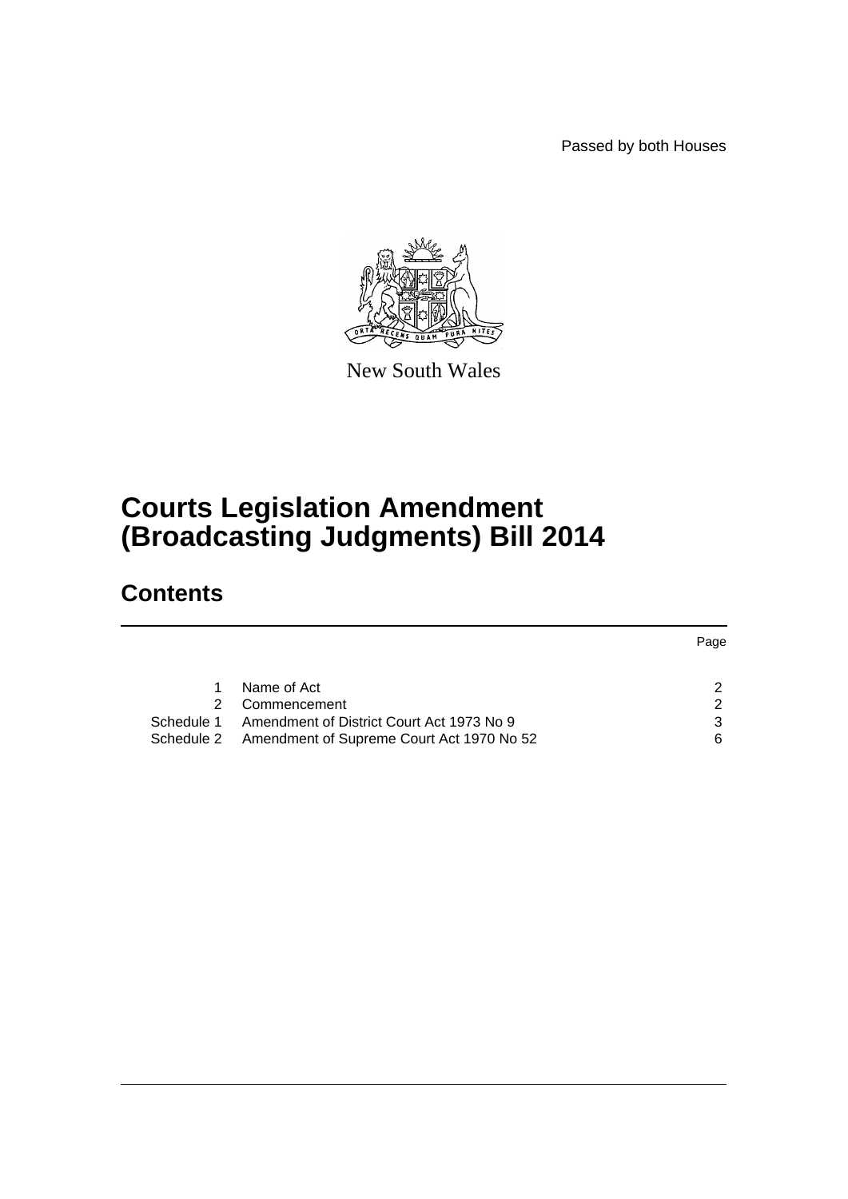Passed by both Houses

New South Wales

# Courts Legislation Amendment (Broadcasting Judgments) Bill 2014

## Contents

| | | Page |
|---|---|---|
| 1 | Name of Act | 2 |
| 2 | Commencement | 2 |
| Schedule 1 | Amendment of District Court Act 1973 No 9 | 3 |
| Schedule 2 | Amendment of Supreme Court Act 1970 No 52 | 6 |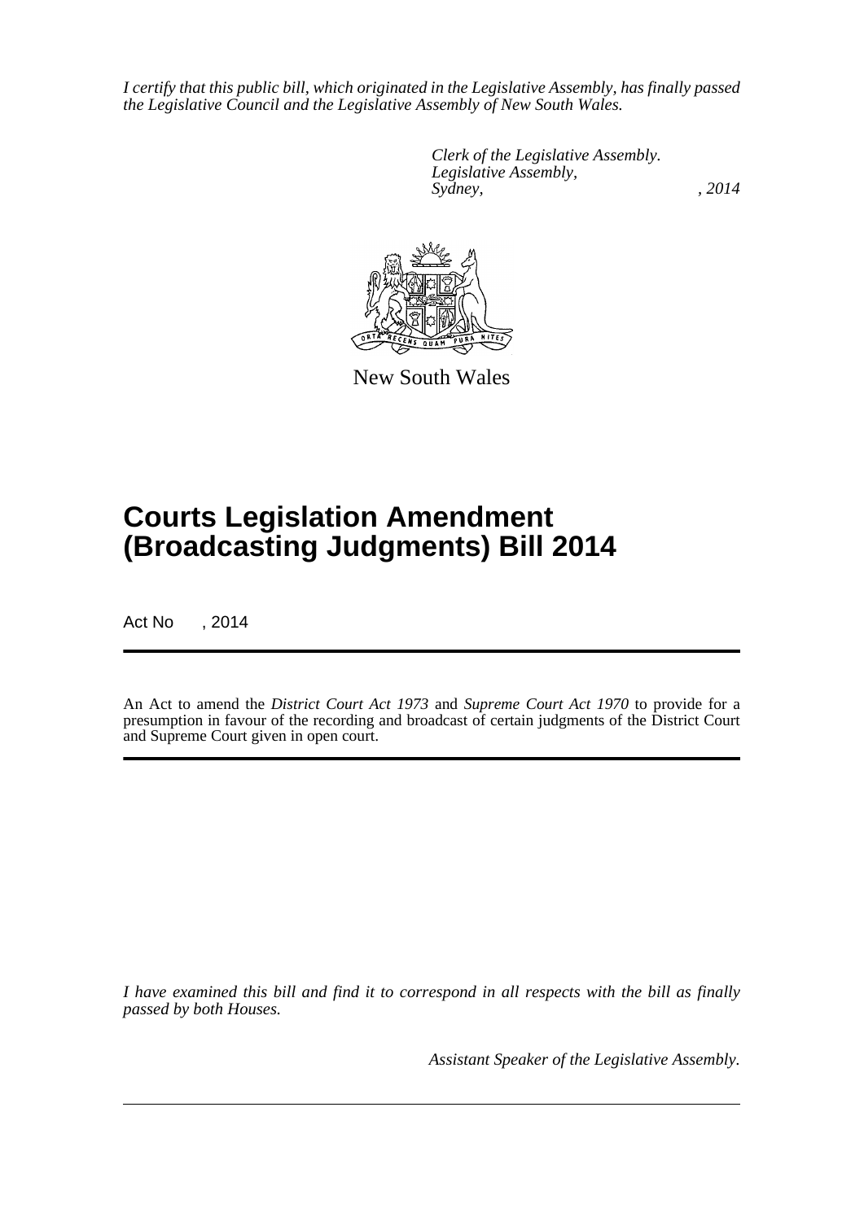*I certify that this public bill, which originated in the Legislative Assembly, has finally passed the Legislative Council and the Legislative Assembly of New South Wales.*

*Clerk of the Legislative Assembly.*
*Legislative Assembly,*
*Sydney, , 2014*

New South Wales

# Courts Legislation Amendment (Broadcasting Judgments) Bill 2014

Act No , 2014

An Act to amend the *District Court Act 1973* and *Supreme Court Act 1970* to provide for a presumption in favour of the recording and broadcast of certain judgments of the District Court and Supreme Court given in open court.

*I have examined this bill and find it to correspond in all respects with the bill as finally passed by both Houses.*

*Assistant Speaker of the Legislative Assembly.*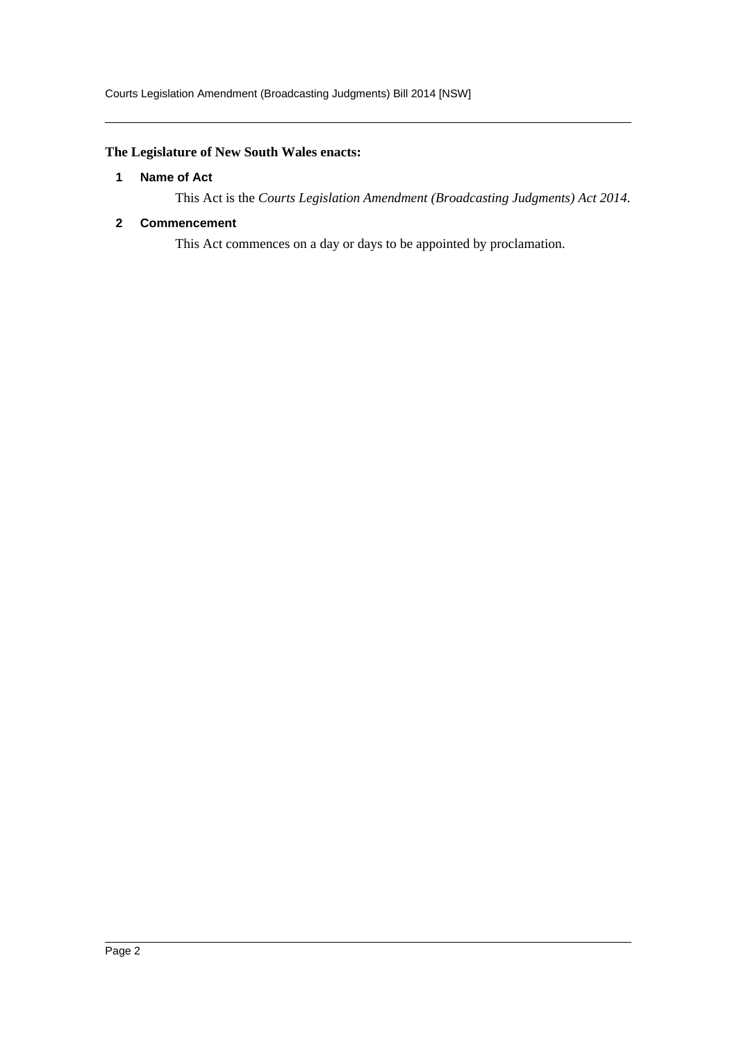**The Legislature of New South Wales enacts:**

### 1 Name of Act

This Act is the *Courts Legislation Amendment (Broadcasting Judgments) Act 2014*.

### 2 Commencement

This Act commences on a day or days to be appointed by proclamation.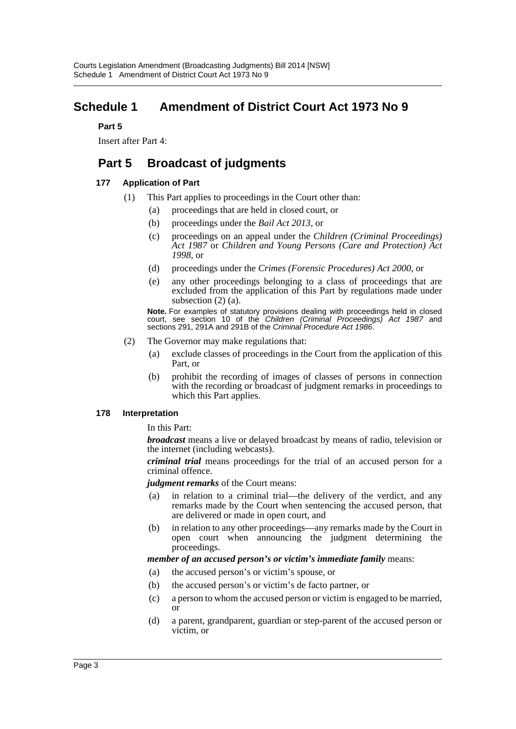# Schedule 1 Amendment of District Court Act 1973 No 9

**Part 5**

Insert after Part 4:

## Part 5 Broadcast of judgments

### 177 Application of Part

(1) This Part applies to proceedings in the Court other than:

- (a) proceedings that are held in closed court, or
- (b) proceedings under the *Bail Act 2013*, or
- (c) proceedings on an appeal under the *Children (Criminal Proceedings) Act 1987* or *Children and Young Persons (Care and Protection) Act 1998*, or
- (d) proceedings under the *Crimes (Forensic Procedures) Act 2000*, or
- (e) any other proceedings belonging to a class of proceedings that are excluded from the application of this Part by regulations made under subsection (2) (a).

**Note.** For examples of statutory provisions dealing with proceedings held in closed court, see section 10 of the *Children (Criminal Proceedings) Act 1987* and sections 291, 291A and 291B of the *Criminal Procedure Act 1986*.

(2) The Governor may make regulations that:

- (a) exclude classes of proceedings in the Court from the application of this Part, or
- (b) prohibit the recording of images of classes of persons in connection with the recording or broadcast of judgment remarks in proceedings to which this Part applies.

### 178 Interpretation

In this Part:

***broadcast*** means a live or delayed broadcast by means of radio, television or the internet (including webcasts).

***criminal trial*** means proceedings for the trial of an accused person for a criminal offence.

***judgment remarks*** of the Court means:

- (a) in relation to a criminal trial—the delivery of the verdict, and any remarks made by the Court when sentencing the accused person, that are delivered or made in open court, and
- (b) in relation to any other proceedings—any remarks made by the Court in open court when announcing the judgment determining the proceedings.

***member of an accused person's or victim's immediate family*** means:

- (a) the accused person's or victim's spouse, or
- (b) the accused person's or victim's de facto partner, or
- (c) a person to whom the accused person or victim is engaged to be married, or
- (d) a parent, grandparent, guardian or step-parent of the accused person or victim, or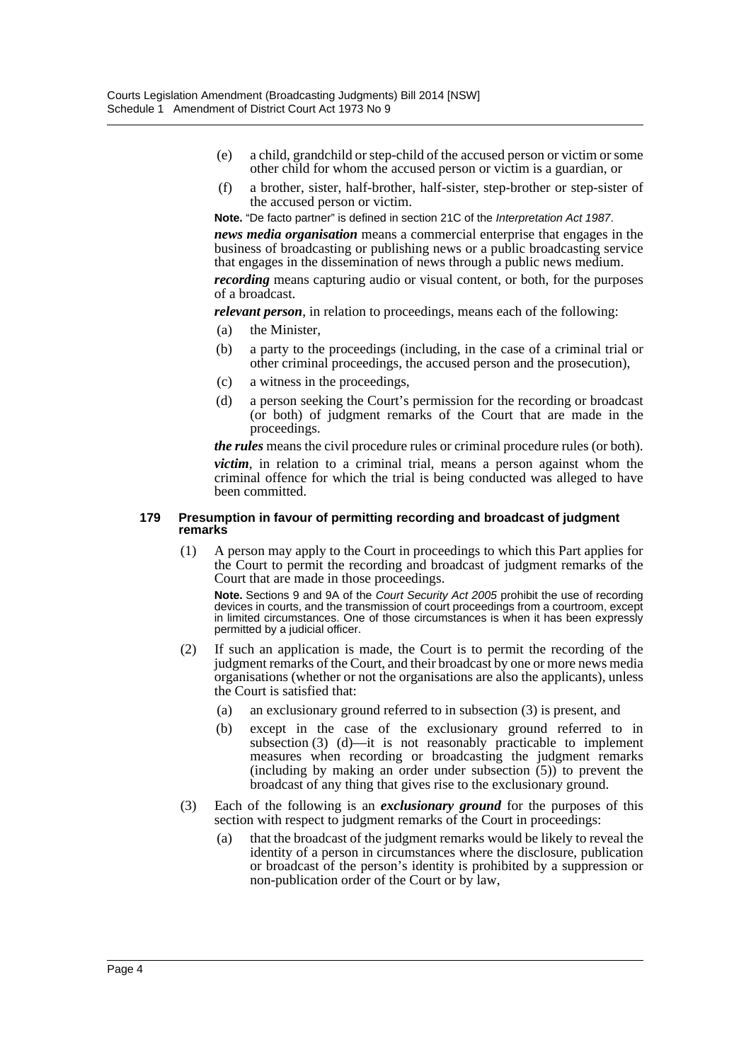(e) a child, grandchild or step-child of the accused person or victim or some other child for whom the accused person or victim is a guardian, or

(f) a brother, sister, half-brother, half-sister, step-brother or step-sister of the accused person or victim.

**Note.** "De facto partner" is defined in section 21C of the *Interpretation Act 1987*.

***news media organisation*** means a commercial enterprise that engages in the business of broadcasting or publishing news or a public broadcasting service that engages in the dissemination of news through a public news medium.

***recording*** means capturing audio or visual content, or both, for the purposes of a broadcast.

***relevant person***, in relation to proceedings, means each of the following:

(a) the Minister,

(b) a party to the proceedings (including, in the case of a criminal trial or other criminal proceedings, the accused person and the prosecution),

(c) a witness in the proceedings,

(d) a person seeking the Court's permission for the recording or broadcast (or both) of judgment remarks of the Court that are made in the proceedings.

***the rules*** means the civil procedure rules or criminal procedure rules (or both).

***victim***, in relation to a criminal trial, means a person against whom the criminal offence for which the trial is being conducted was alleged to have been committed.

#### 179 Presumption in favour of permitting recording and broadcast of judgment remarks

(1) A person may apply to the Court in proceedings to which this Part applies for the Court to permit the recording and broadcast of judgment remarks of the Court that are made in those proceedings.

**Note.** Sections 9 and 9A of the *Court Security Act 2005* prohibit the use of recording devices in courts, and the transmission of court proceedings from a courtroom, except in limited circumstances. One of those circumstances is when it has been expressly permitted by a judicial officer.

(2) If such an application is made, the Court is to permit the recording of the judgment remarks of the Court, and their broadcast by one or more news media organisations (whether or not the organisations are also the applicants), unless the Court is satisfied that:

(a) an exclusionary ground referred to in subsection (3) is present, and

(b) except in the case of the exclusionary ground referred to in subsection (3) (d)—it is not reasonably practicable to implement measures when recording or broadcasting the judgment remarks (including by making an order under subsection (5)) to prevent the broadcast of any thing that gives rise to the exclusionary ground.

(3) Each of the following is an ***exclusionary ground*** for the purposes of this section with respect to judgment remarks of the Court in proceedings:

(a) that the broadcast of the judgment remarks would be likely to reveal the identity of a person in circumstances where the disclosure, publication or broadcast of the person's identity is prohibited by a suppression or non-publication order of the Court or by law,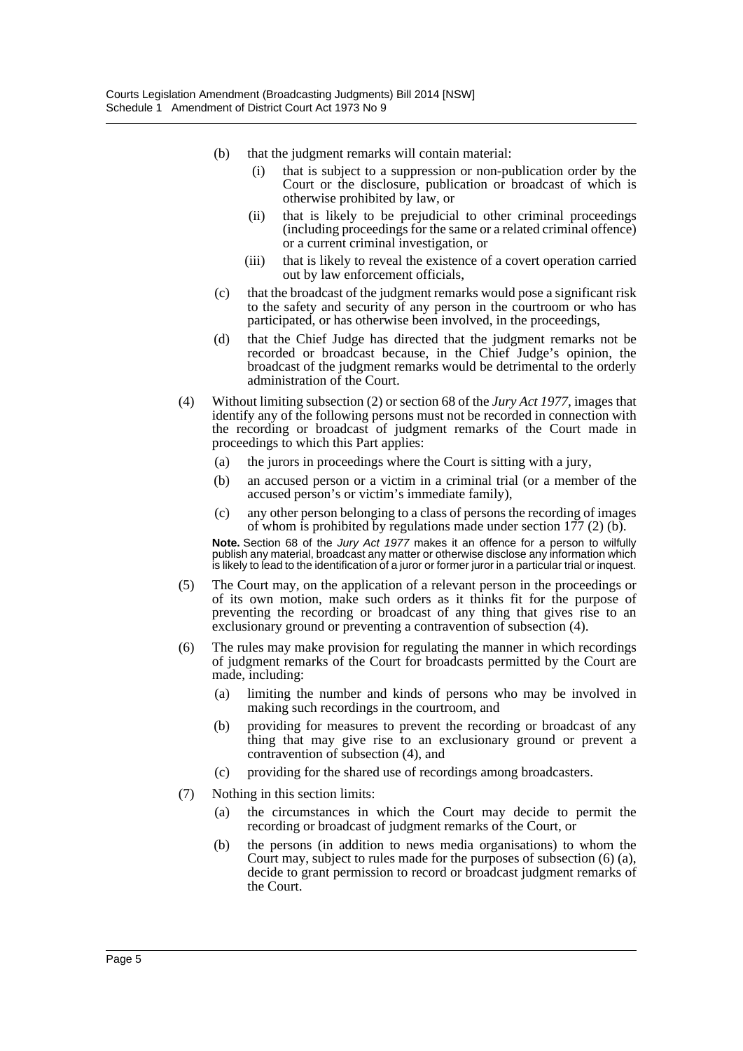(b) that the judgment remarks will contain material:

(i) that is subject to a suppression or non-publication order by the Court or the disclosure, publication or broadcast of which is otherwise prohibited by law, or

(ii) that is likely to be prejudicial to other criminal proceedings (including proceedings for the same or a related criminal offence) or a current criminal investigation, or

(iii) that is likely to reveal the existence of a covert operation carried out by law enforcement officials,

(c) that the broadcast of the judgment remarks would pose a significant risk to the safety and security of any person in the courtroom or who has participated, or has otherwise been involved, in the proceedings,

(d) that the Chief Judge has directed that the judgment remarks not be recorded or broadcast because, in the Chief Judge's opinion, the broadcast of the judgment remarks would be detrimental to the orderly administration of the Court.

(4) Without limiting subsection (2) or section 68 of the *Jury Act 1977*, images that identify any of the following persons must not be recorded in connection with the recording or broadcast of judgment remarks of the Court made in proceedings to which this Part applies:

(a) the jurors in proceedings where the Court is sitting with a jury,

(b) an accused person or a victim in a criminal trial (or a member of the accused person's or victim's immediate family),

(c) any other person belonging to a class of persons the recording of images of whom is prohibited by regulations made under section 177 (2) (b).

**Note.** Section 68 of the *Jury Act 1977* makes it an offence for a person to wilfully publish any material, broadcast any matter or otherwise disclose any information which is likely to lead to the identification of a juror or former juror in a particular trial or inquest.

(5) The Court may, on the application of a relevant person in the proceedings or of its own motion, make such orders as it thinks fit for the purpose of preventing the recording or broadcast of any thing that gives rise to an exclusionary ground or preventing a contravention of subsection (4).

(6) The rules may make provision for regulating the manner in which recordings of judgment remarks of the Court for broadcasts permitted by the Court are made, including:

(a) limiting the number and kinds of persons who may be involved in making such recordings in the courtroom, and

(b) providing for measures to prevent the recording or broadcast of any thing that may give rise to an exclusionary ground or prevent a contravention of subsection (4), and

(c) providing for the shared use of recordings among broadcasters.

(7) Nothing in this section limits:

(a) the circumstances in which the Court may decide to permit the recording or broadcast of judgment remarks of the Court, or

(b) the persons (in addition to news media organisations) to whom the Court may, subject to rules made for the purposes of subsection (6) (a), decide to grant permission to record or broadcast judgment remarks of the Court.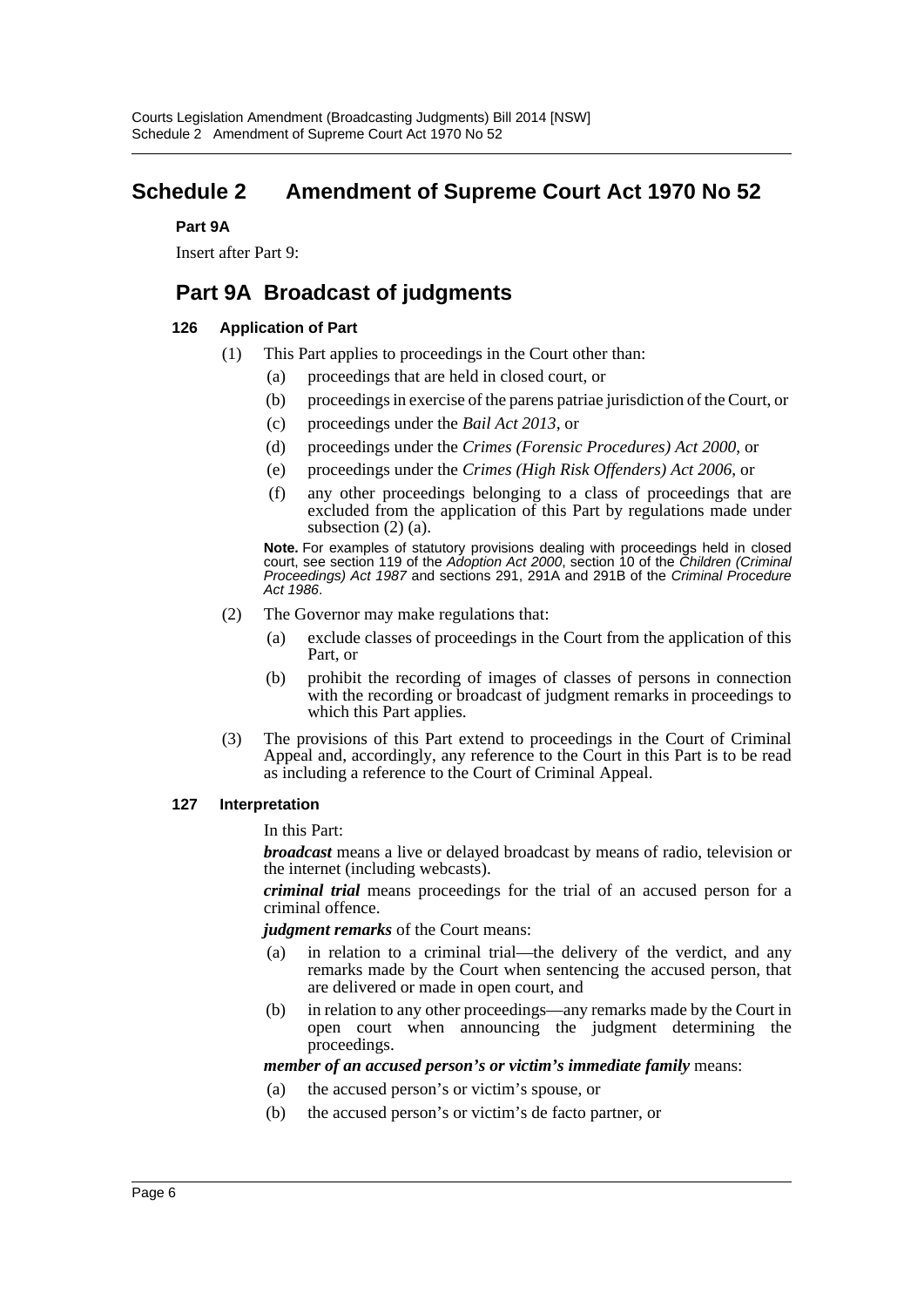# Schedule 2 Amendment of Supreme Court Act 1970 No 52

**Part 9A**

Insert after Part 9:

## Part 9A Broadcast of judgments

### 126 Application of Part

(1) This Part applies to proceedings in the Court other than:

- (a) proceedings that are held in closed court, or
- (b) proceedings in exercise of the parens patriae jurisdiction of the Court, or
- (c) proceedings under the *Bail Act 2013*, or
- (d) proceedings under the *Crimes (Forensic Procedures) Act 2000*, or
- (e) proceedings under the *Crimes (High Risk Offenders) Act 2006*, or
- (f) any other proceedings belonging to a class of proceedings that are excluded from the application of this Part by regulations made under subsection (2) (a).

**Note.** For examples of statutory provisions dealing with proceedings held in closed court, see section 119 of the *Adoption Act 2000*, section 10 of the *Children (Criminal Proceedings) Act 1987* and sections 291, 291A and 291B of the *Criminal Procedure Act 1986*.

(2) The Governor may make regulations that:

- (a) exclude classes of proceedings in the Court from the application of this Part, or
- (b) prohibit the recording of images of classes of persons in connection with the recording or broadcast of judgment remarks in proceedings to which this Part applies.

(3) The provisions of this Part extend to proceedings in the Court of Criminal Appeal and, accordingly, any reference to the Court in this Part is to be read as including a reference to the Court of Criminal Appeal.

### 127 Interpretation

In this Part:

***broadcast*** means a live or delayed broadcast by means of radio, television or the internet (including webcasts).

***criminal trial*** means proceedings for the trial of an accused person for a criminal offence.

***judgment remarks*** of the Court means:

- (a) in relation to a criminal trial—the delivery of the verdict, and any remarks made by the Court when sentencing the accused person, that are delivered or made in open court, and
- (b) in relation to any other proceedings—any remarks made by the Court in open court when announcing the judgment determining the proceedings.

***member of an accused person's or victim's immediate family*** means:

- (a) the accused person's or victim's spouse, or
- (b) the accused person's or victim's de facto partner, or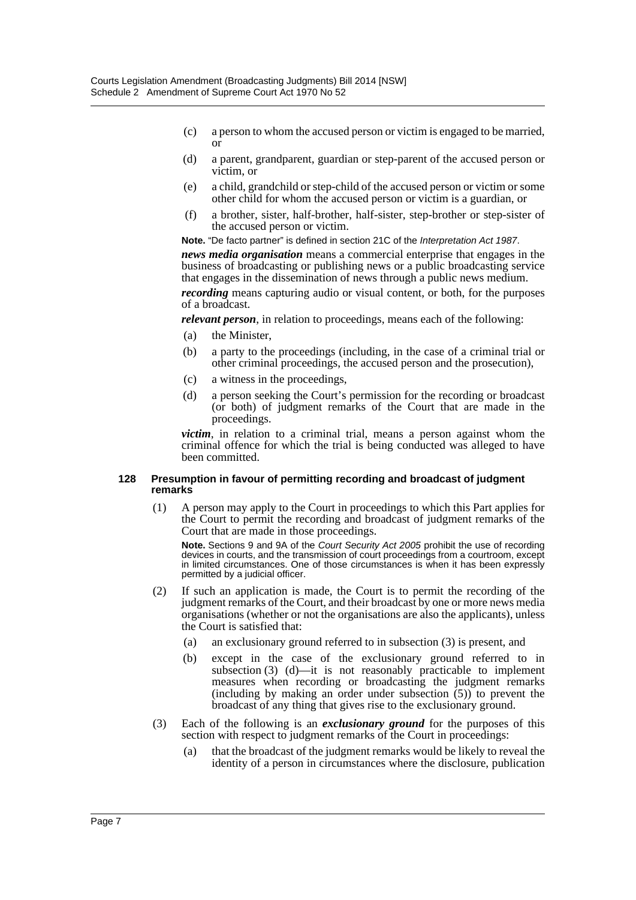(c) a person to whom the accused person or victim is engaged to be married, or

(d) a parent, grandparent, guardian or step-parent of the accused person or victim, or

(e) a child, grandchild or step-child of the accused person or victim or some other child for whom the accused person or victim is a guardian, or

(f) a brother, sister, half-brother, half-sister, step-brother or step-sister of the accused person or victim.

**Note.** "De facto partner" is defined in section 21C of the *Interpretation Act 1987*.

***news media organisation*** means a commercial enterprise that engages in the business of broadcasting or publishing news or a public broadcasting service that engages in the dissemination of news through a public news medium.

***recording*** means capturing audio or visual content, or both, for the purposes of a broadcast.

***relevant person***, in relation to proceedings, means each of the following:

(a) the Minister,

(b) a party to the proceedings (including, in the case of a criminal trial or other criminal proceedings, the accused person and the prosecution),

(c) a witness in the proceedings,

(d) a person seeking the Court's permission for the recording or broadcast (or both) of judgment remarks of the Court that are made in the proceedings.

***victim***, in relation to a criminal trial, means a person against whom the criminal offence for which the trial is being conducted was alleged to have been committed.

#### 128 Presumption in favour of permitting recording and broadcast of judgment remarks

(1) A person may apply to the Court in proceedings to which this Part applies for the Court to permit the recording and broadcast of judgment remarks of the Court that are made in those proceedings.

**Note.** Sections 9 and 9A of the *Court Security Act 2005* prohibit the use of recording devices in courts, and the transmission of court proceedings from a courtroom, except in limited circumstances. One of those circumstances is when it has been expressly permitted by a judicial officer.

(2) If such an application is made, the Court is to permit the recording of the judgment remarks of the Court, and their broadcast by one or more news media organisations (whether or not the organisations are also the applicants), unless the Court is satisfied that:

(a) an exclusionary ground referred to in subsection (3) is present, and

(b) except in the case of the exclusionary ground referred to in subsection (3) (d)—it is not reasonably practicable to implement measures when recording or broadcasting the judgment remarks (including by making an order under subsection (5)) to prevent the broadcast of any thing that gives rise to the exclusionary ground.

(3) Each of the following is an ***exclusionary ground*** for the purposes of this section with respect to judgment remarks of the Court in proceedings:

(a) that the broadcast of the judgment remarks would be likely to reveal the identity of a person in circumstances where the disclosure, publication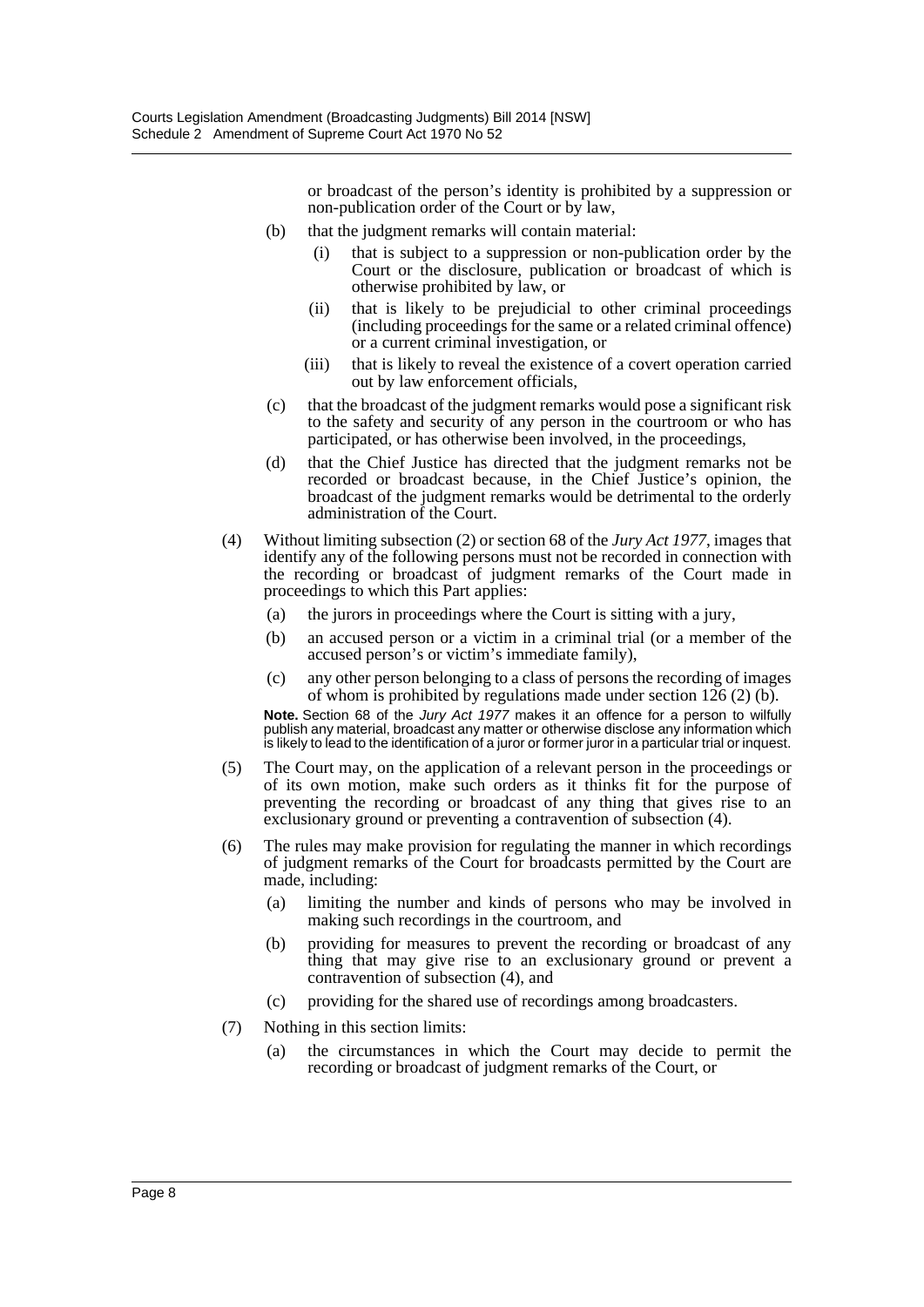or broadcast of the person's identity is prohibited by a suppression or non-publication order of the Court or by law,

(b) that the judgment remarks will contain material:

(i) that is subject to a suppression or non-publication order by the Court or the disclosure, publication or broadcast of which is otherwise prohibited by law, or

(ii) that is likely to be prejudicial to other criminal proceedings (including proceedings for the same or a related criminal offence) or a current criminal investigation, or

(iii) that is likely to reveal the existence of a covert operation carried out by law enforcement officials,

(c) that the broadcast of the judgment remarks would pose a significant risk to the safety and security of any person in the courtroom or who has participated, or has otherwise been involved, in the proceedings,

(d) that the Chief Justice has directed that the judgment remarks not be recorded or broadcast because, in the Chief Justice's opinion, the broadcast of the judgment remarks would be detrimental to the orderly administration of the Court.

(4) Without limiting subsection (2) or section 68 of the *Jury Act 1977*, images that identify any of the following persons must not be recorded in connection with the recording or broadcast of judgment remarks of the Court made in proceedings to which this Part applies:

(a) the jurors in proceedings where the Court is sitting with a jury,

(b) an accused person or a victim in a criminal trial (or a member of the accused person's or victim's immediate family),

(c) any other person belonging to a class of persons the recording of images of whom is prohibited by regulations made under section 126 (2) (b).

**Note.** Section 68 of the *Jury Act 1977* makes it an offence for a person to wilfully publish any material, broadcast any matter or otherwise disclose any information which is likely to lead to the identification of a juror or former juror in a particular trial or inquest.

(5) The Court may, on the application of a relevant person in the proceedings or of its own motion, make such orders as it thinks fit for the purpose of preventing the recording or broadcast of any thing that gives rise to an exclusionary ground or preventing a contravention of subsection (4).

(6) The rules may make provision for regulating the manner in which recordings of judgment remarks of the Court for broadcasts permitted by the Court are made, including:

(a) limiting the number and kinds of persons who may be involved in making such recordings in the courtroom, and

(b) providing for measures to prevent the recording or broadcast of any thing that may give rise to an exclusionary ground or prevent a contravention of subsection (4), and

(c) providing for the shared use of recordings among broadcasters.

(7) Nothing in this section limits:

(a) the circumstances in which the Court may decide to permit the recording or broadcast of judgment remarks of the Court, or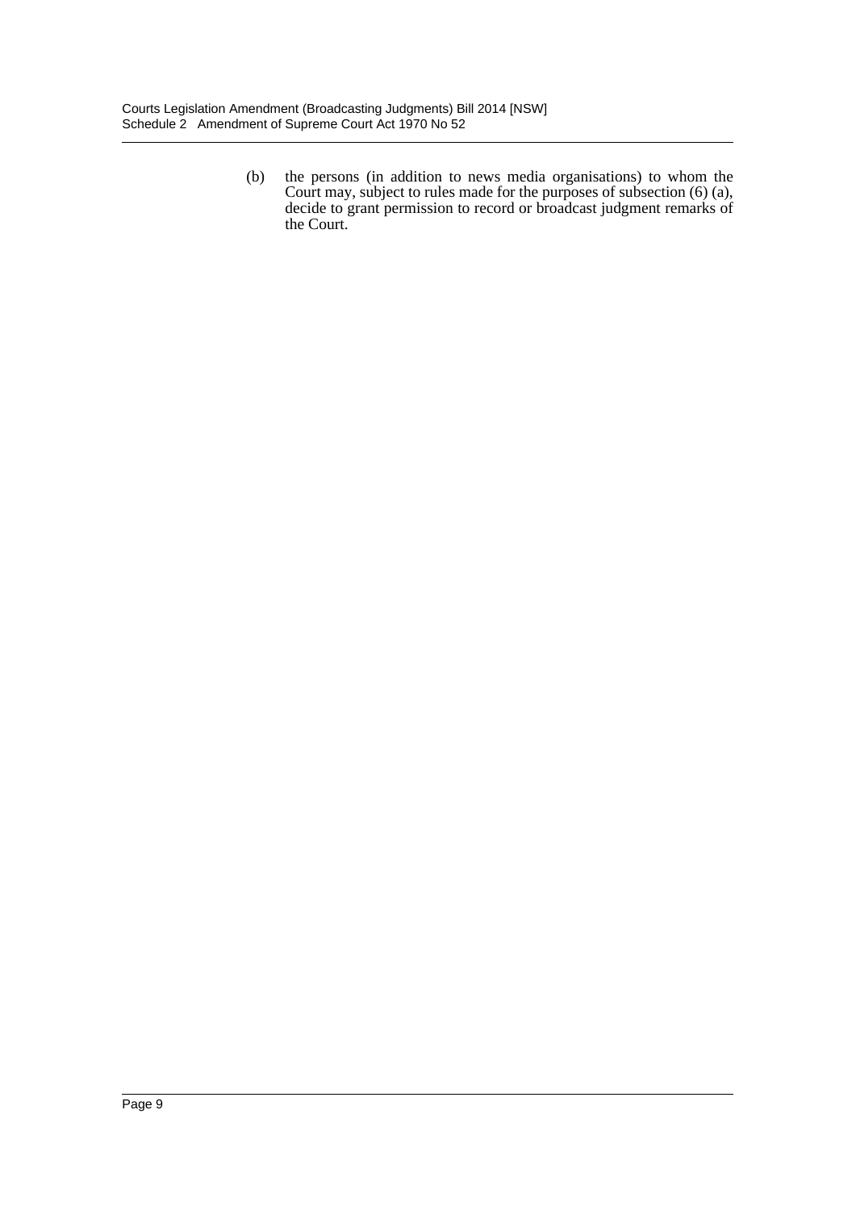(b) the persons (in addition to news media organisations) to whom the Court may, subject to rules made for the purposes of subsection (6) (a), decide to grant permission to record or broadcast judgment remarks of the Court.